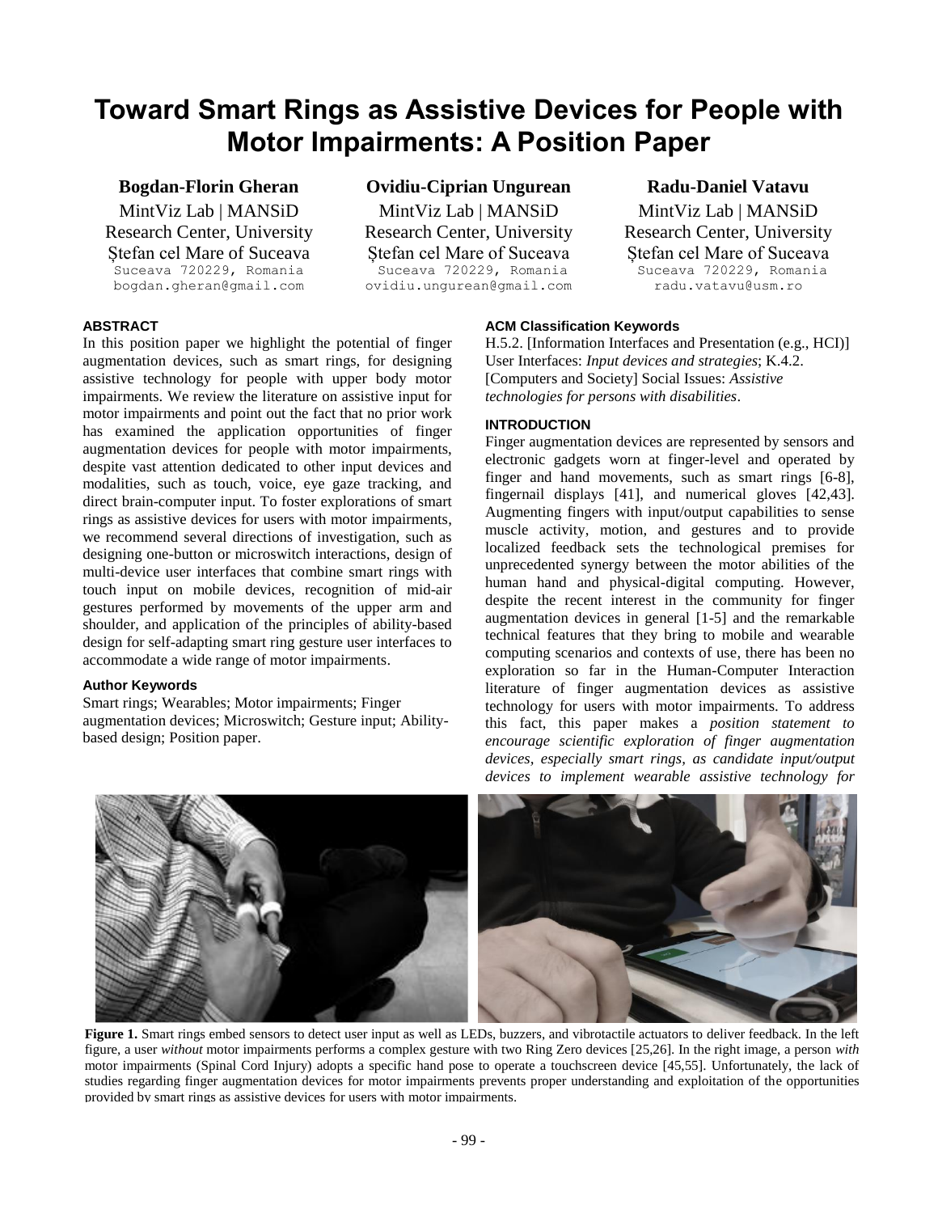# Toward Smart Rings as Assistive Devices for People with Motor Impairments: A Position Paper

**Bogdan-Florin Gheran**
MintViz Lab | MANSiD Research Center, University Ștefan cel Mare of Suceava
Suceava 720229, Romania
bogdan.gheran@gmail.com

**Ovidiu-Ciprian Ungurean**
MintViz Lab | MANSiD Research Center, University Ștefan cel Mare of Suceava
Suceava 720229, Romania
ovidiu.ungurean@gmail.com

**Radu-Daniel Vatavu**
MintViz Lab | MANSiD Research Center, University Ștefan cel Mare of Suceava
Suceava 720229, Romania
radu.vatavu@usm.ro

## ABSTRACT

In this position paper we highlight the potential of finger augmentation devices, such as smart rings, for designing assistive technology for people with upper body motor impairments. We review the literature on assistive input for motor impairments and point out the fact that no prior work has examined the application opportunities of finger augmentation devices for people with motor impairments, despite vast attention dedicated to other input devices and modalities, such as touch, voice, eye gaze tracking, and direct brain-computer input. To foster explorations of smart rings as assistive devices for users with motor impairments, we recommend several directions of investigation, such as designing one-button or microswitch interactions, design of multi-device user interfaces that combine smart rings with touch input on mobile devices, recognition of mid-air gestures performed by movements of the upper arm and shoulder, and application of the principles of ability-based design for self-adapting smart ring gesture user interfaces to accommodate a wide range of motor impairments.

### Author Keywords

Smart rings; Wearables; Motor impairments; Finger augmentation devices; Microswitch; Gesture input; Ability-based design; Position paper.

### ACM Classification Keywords

H.5.2. [Information Interfaces and Presentation (e.g., HCI)] User Interfaces: *Input devices and strategies*; K.4.2. [Computers and Society] Social Issues: *Assistive technologies for persons with disabilities*.

## INTRODUCTION

Finger augmentation devices are represented by sensors and electronic gadgets worn at finger-level and operated by finger and hand movements, such as smart rings [6-8], fingernail displays [41], and numerical gloves [42,43]. Augmenting fingers with input/output capabilities to sense muscle activity, motion, and gestures and to provide localized feedback sets the technological premises for unprecedented synergy between the motor abilities of the human hand and physical-digital computing. However, despite the recent interest in the community for finger augmentation devices in general [1-5] and the remarkable technical features that they bring to mobile and wearable computing scenarios and contexts of use, there has been no exploration so far in the Human-Computer Interaction literature of finger augmentation devices as assistive technology for users with motor impairments. To address this fact, this paper makes a *position statement to encourage scientific exploration of finger augmentation devices, especially smart rings, as candidate input/output devices to implement wearable assistive technology for*

**Figure 1.** Smart rings embed sensors to detect user input as well as LEDs, buzzers, and vibrotactile actuators to deliver feedback. In the left figure, a user *without* motor impairments performs a complex gesture with two Ring Zero devices [25,26]. In the right image, a person *with* motor impairments (Spinal Cord Injury) adopts a specific hand pose to operate a touchscreen device [45,55]. Unfortunately, the lack of studies regarding finger augmentation devices for motor impairments prevents proper understanding and exploitation of the opportunities provided by smart rings as assistive devices for users with motor impairments.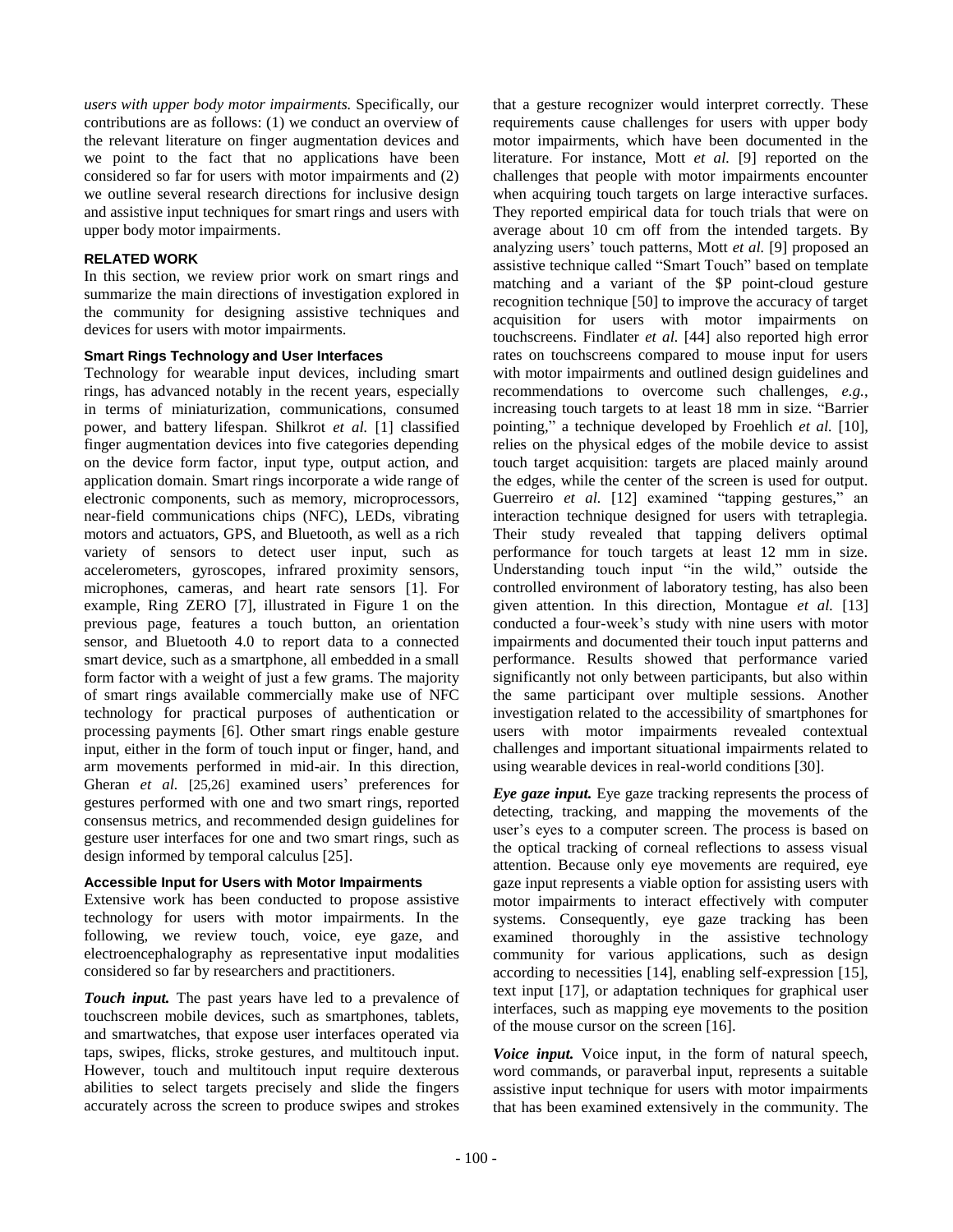*users with upper body motor impairments.* Specifically, our contributions are as follows: (1) we conduct an overview of the relevant literature on finger augmentation devices and we point to the fact that no applications have been considered so far for users with motor impairments and (2) we outline several research directions for inclusive design and assistive input techniques for smart rings and users with upper body motor impairments.

## RELATED WORK

In this section, we review prior work on smart rings and summarize the main directions of investigation explored in the community for designing assistive techniques and devices for users with motor impairments.

### Smart Rings Technology and User Interfaces

Technology for wearable input devices, including smart rings, has advanced notably in the recent years, especially in terms of miniaturization, communications, consumed power, and battery lifespan. Shilkrot *et al.* [1] classified finger augmentation devices into five categories depending on the device form factor, input type, output action, and application domain. Smart rings incorporate a wide range of electronic components, such as memory, microprocessors, near-field communications chips (NFC), LEDs, vibrating motors and actuators, GPS, and Bluetooth, as well as a rich variety of sensors to detect user input, such as accelerometers, gyroscopes, infrared proximity sensors, microphones, cameras, and heart rate sensors [1]. For example, Ring ZERO [7], illustrated in Figure 1 on the previous page, features a touch button, an orientation sensor, and Bluetooth 4.0 to report data to a connected smart device, such as a smartphone, all embedded in a small form factor with a weight of just a few grams. The majority of smart rings available commercially make use of NFC technology for practical purposes of authentication or processing payments [6]. Other smart rings enable gesture input, either in the form of touch input or finger, hand, and arm movements performed in mid-air. In this direction, Gheran *et al.* [25,26] examined users' preferences for gestures performed with one and two smart rings, reported consensus metrics, and recommended design guidelines for gesture user interfaces for one and two smart rings, such as design informed by temporal calculus [25].

### Accessible Input for Users with Motor Impairments

Extensive work has been conducted to propose assistive technology for users with motor impairments. In the following, we review touch, voice, eye gaze, and electroencephalography as representative input modalities considered so far by researchers and practitioners.

***Touch input.*** The past years have led to a prevalence of touchscreen mobile devices, such as smartphones, tablets, and smartwatches, that expose user interfaces operated via taps, swipes, flicks, stroke gestures, and multitouch input. However, touch and multitouch input require dexterous abilities to select targets precisely and slide the fingers accurately across the screen to produce swipes and strokes that a gesture recognizer would interpret correctly. These requirements cause challenges for users with upper body motor impairments, which have been documented in the literature. For instance, Mott *et al.* [9] reported on the challenges that people with motor impairments encounter when acquiring touch targets on large interactive surfaces. They reported empirical data for touch trials that were on average about 10 cm off from the intended targets. By analyzing users' touch patterns, Mott *et al.* [9] proposed an assistive technique called "Smart Touch" based on template matching and a variant of the $P point-cloud gesture recognition technique [50] to improve the accuracy of target acquisition for users with motor impairments on touchscreens. Findlater *et al.* [44] also reported high error rates on touchscreens compared to mouse input for users with motor impairments and outlined design guidelines and recommendations to overcome such challenges, *e.g.*, increasing touch targets to at least 18 mm in size. "Barrier pointing," a technique developed by Froehlich *et al.* [10], relies on the physical edges of the mobile device to assist touch target acquisition: targets are placed mainly around the edges, while the center of the screen is used for output. Guerreiro *et al.* [12] examined "tapping gestures," an interaction technique designed for users with tetraplegia. Their study revealed that tapping delivers optimal performance for touch targets at least 12 mm in size. Understanding touch input "in the wild," outside the controlled environment of laboratory testing, has also been given attention. In this direction, Montague *et al.* [13] conducted a four-week's study with nine users with motor impairments and documented their touch input patterns and performance. Results showed that performance varied significantly not only between participants, but also within the same participant over multiple sessions. Another investigation related to the accessibility of smartphones for users with motor impairments revealed contextual challenges and important situational impairments related to using wearable devices in real-world conditions [30].

***Eye gaze input.*** Eye gaze tracking represents the process of detecting, tracking, and mapping the movements of the user's eyes to a computer screen. The process is based on the optical tracking of corneal reflections to assess visual attention. Because only eye movements are required, eye gaze input represents a viable option for assisting users with motor impairments to interact effectively with computer systems. Consequently, eye gaze tracking has been examined thoroughly in the assistive technology community for various applications, such as design according to necessities [14], enabling self-expression [15], text input [17], or adaptation techniques for graphical user interfaces, such as mapping eye movements to the position of the mouse cursor on the screen [16].

***Voice input.*** Voice input, in the form of natural speech, word commands, or paraverbal input, represents a suitable assistive input technique for users with motor impairments that has been examined extensively in the community. The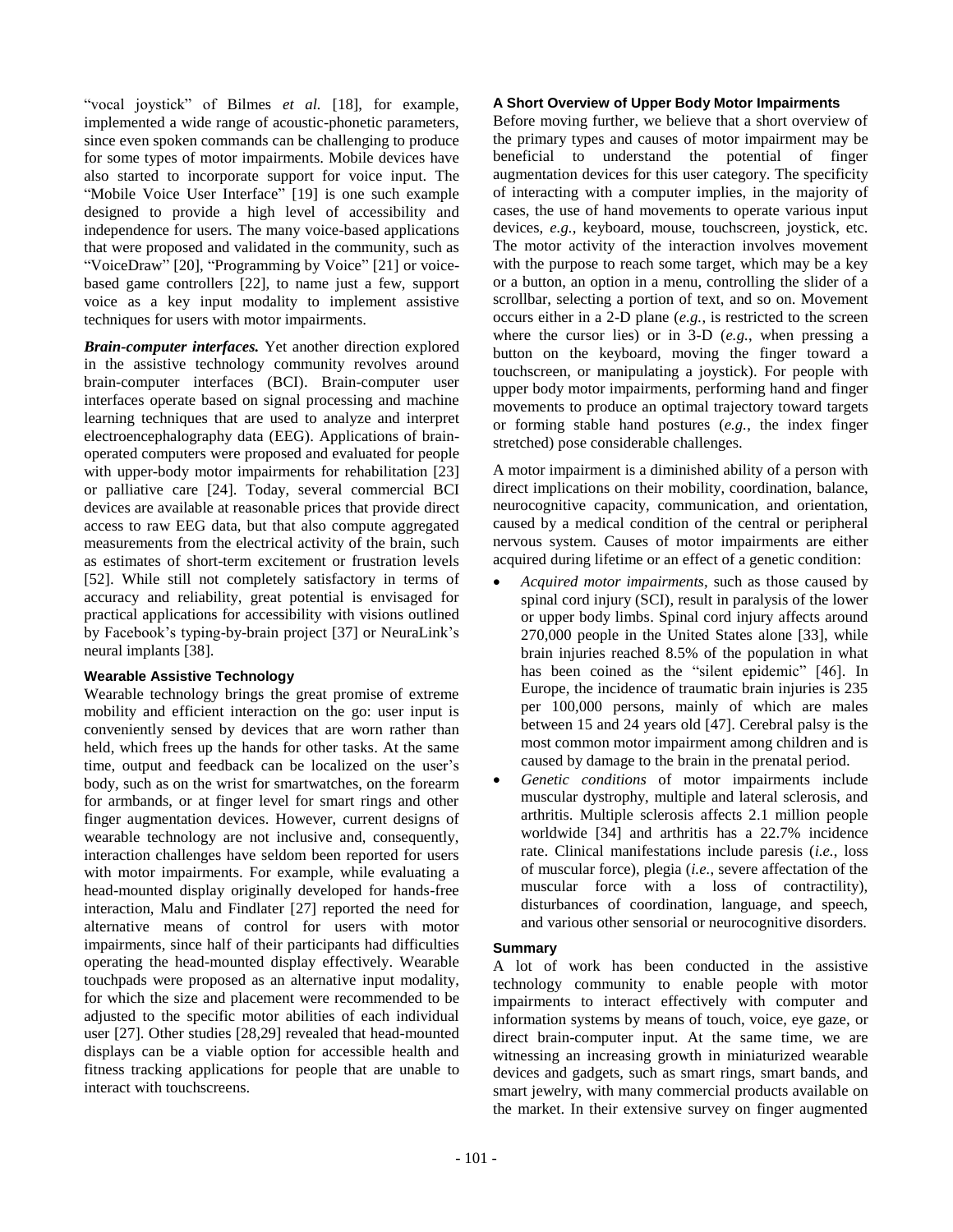"vocal joystick" of Bilmes *et al.* [18], for example, implemented a wide range of acoustic-phonetic parameters, since even spoken commands can be challenging to produce for some types of motor impairments. Mobile devices have also started to incorporate support for voice input. The "Mobile Voice User Interface" [19] is one such example designed to provide a high level of accessibility and independence for users. The many voice-based applications that were proposed and validated in the community, such as "VoiceDraw" [20], "Programming by Voice" [21] or voice-based game controllers [22], to name just a few, support voice as a key input modality to implement assistive techniques for users with motor impairments.

***Brain-computer interfaces.*** Yet another direction explored in the assistive technology community revolves around brain-computer interfaces (BCI). Brain-computer user interfaces operate based on signal processing and machine learning techniques that are used to analyze and interpret electroencephalography data (EEG). Applications of brain-operated computers were proposed and evaluated for people with upper-body motor impairments for rehabilitation [23] or palliative care [24]. Today, several commercial BCI devices are available at reasonable prices that provide direct access to raw EEG data, but that also compute aggregated measurements from the electrical activity of the brain, such as estimates of short-term excitement or frustration levels [52]. While still not completely satisfactory in terms of accuracy and reliability, great potential is envisaged for practical applications for accessibility with visions outlined by Facebook's typing-by-brain project [37] or NeuraLink's neural implants [38].

### Wearable Assistive Technology

Wearable technology brings the great promise of extreme mobility and efficient interaction on the go: user input is conveniently sensed by devices that are worn rather than held, which frees up the hands for other tasks. At the same time, output and feedback can be localized on the user's body, such as on the wrist for smartwatches, on the forearm for armbands, or at finger level for smart rings and other finger augmentation devices. However, current designs of wearable technology are not inclusive and, consequently, interaction challenges have seldom been reported for users with motor impairments. For example, while evaluating a head-mounted display originally developed for hands-free interaction, Malu and Findlater [27] reported the need for alternative means of control for users with motor impairments, since half of their participants had difficulties operating the head-mounted display effectively. Wearable touchpads were proposed as an alternative input modality, for which the size and placement were recommended to be adjusted to the specific motor abilities of each individual user [27]. Other studies [28,29] revealed that head-mounted displays can be a viable option for accessible health and fitness tracking applications for people that are unable to interact with touchscreens.

### A Short Overview of Upper Body Motor Impairments

Before moving further, we believe that a short overview of the primary types and causes of motor impairment may be beneficial to understand the potential of finger augmentation devices for this user category. The specificity of interacting with a computer implies, in the majority of cases, the use of hand movements to operate various input devices, *e.g.*, keyboard, mouse, touchscreen, joystick, etc. The motor activity of the interaction involves movement with the purpose to reach some target, which may be a key or a button, an option in a menu, controlling the slider of a scrollbar, selecting a portion of text, and so on. Movement occurs either in a 2-D plane (*e.g.*, is restricted to the screen where the cursor lies) or in 3-D (*e.g.*, when pressing a button on the keyboard, moving the finger toward a touchscreen, or manipulating a joystick). For people with upper body motor impairments, performing hand and finger movements to produce an optimal trajectory toward targets or forming stable hand postures (*e.g.*, the index finger stretched) pose considerable challenges.

A motor impairment is a diminished ability of a person with direct implications on their mobility, coordination, balance, neurocognitive capacity, communication, and orientation, caused by a medical condition of the central or peripheral nervous system. Causes of motor impairments are either acquired during lifetime or an effect of a genetic condition:

- *Acquired motor impairments*, such as those caused by spinal cord injury (SCI), result in paralysis of the lower or upper body limbs. Spinal cord injury affects around 270,000 people in the United States alone [33], while brain injuries reached 8.5% of the population in what has been coined as the "silent epidemic" [46]. In Europe, the incidence of traumatic brain injuries is 235 per 100,000 persons, mainly of which are males between 15 and 24 years old [47]. Cerebral palsy is the most common motor impairment among children and is caused by damage to the brain in the prenatal period.
- *Genetic conditions* of motor impairments include muscular dystrophy, multiple and lateral sclerosis, and arthritis. Multiple sclerosis affects 2.1 million people worldwide [34] and arthritis has a 22.7% incidence rate. Clinical manifestations include paresis (*i.e.*, loss of muscular force), plegia (*i.e.*, severe affectation of the muscular force with a loss of contractility), disturbances of coordination, language, and speech, and various other sensorial or neurocognitive disorders.

### Summary

A lot of work has been conducted in the assistive technology community to enable people with motor impairments to interact effectively with computer and information systems by means of touch, voice, eye gaze, or direct brain-computer input. At the same time, we are witnessing an increasing growth in miniaturized wearable devices and gadgets, such as smart rings, smart bands, and smart jewelry, with many commercial products available on the market. In their extensive survey on finger augmented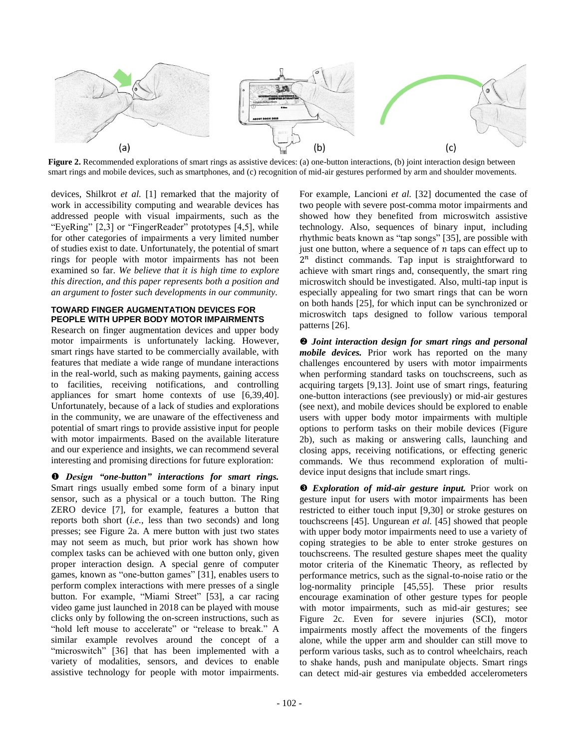**Figure 2.** Recommended explorations of smart rings as assistive devices: (a) one-button interactions, (b) joint interaction design between smart rings and mobile devices, such as smartphones, and (c) recognition of mid-air gestures performed by arm and shoulder movements.

devices, Shilkrot *et al.* [1] remarked that the majority of work in accessibility computing and wearable devices has addressed people with visual impairments, such as the "EyeRing" [2,3] or "FingerReader" prototypes [4,5], while for other categories of impairments a very limited number of studies exist to date. Unfortunately, the potential of smart rings for people with motor impairments has not been examined so far. *We believe that it is high time to explore this direction, and this paper represents both a position and an argument to foster such developments in our community.*

### TOWARD FINGER AUGMENTATION DEVICES FOR PEOPLE WITH UPPER BODY MOTOR IMPAIRMENTS

Research on finger augmentation devices and upper body motor impairments is unfortunately lacking. However, smart rings have started to be commercially available, with features that mediate a wide range of mundane interactions in the real-world, such as making payments, gaining access to facilities, receiving notifications, and controlling appliances for smart home contexts of use [6,39,40]. Unfortunately, because of a lack of studies and explorations in the community, we are unaware of the effectiveness and potential of smart rings to provide assistive input for people with motor impairments. Based on the available literature and our experience and insights, we can recommend several interesting and promising directions for future exploration:

❶ ***Design "one-button" interactions for smart rings.*** Smart rings usually embed some form of a binary input sensor, such as a physical or a touch button. The Ring ZERO device [7], for example, features a button that reports both short (*i.e.*, less than two seconds) and long presses; see Figure 2a. A mere button with just two states may not seem as much, but prior work has shown how complex tasks can be achieved with one button only, given proper interaction design. A special genre of computer games, known as "one-button games" [31], enables users to perform complex interactions with mere presses of a single button. For example, "Miami Street" [53], a car racing video game just launched in 2018 can be played with mouse clicks only by following the on-screen instructions, such as "hold left mouse to accelerate" or "release to break." A similar example revolves around the concept of a "microswitch" [36] that has been implemented with a variety of modalities, sensors, and devices to enable assistive technology for people with motor impairments. For example, Lancioni *et al.* [32] documented the case of two people with severe post-comma motor impairments and showed how they benefited from microswitch assistive technology. Also, sequences of binary input, including rhythmic beats known as "tap songs" [35], are possible with just one button, where a sequence of $n$ taps can effect up to $2^n$ distinct commands. Tap input is straightforward to achieve with smart rings and, consequently, the smart ring microswitch should be investigated. Also, multi-tap input is especially appealing for two smart rings that can be worn on both hands [25], for which input can be synchronized or microswitch taps designed to follow various temporal patterns [26].

❷ ***Joint interaction design for smart rings and personal mobile devices.*** Prior work has reported on the many challenges encountered by users with motor impairments when performing standard tasks on touchscreens, such as acquiring targets [9,13]. Joint use of smart rings, featuring one-button interactions (see previously) or mid-air gestures (see next), and mobile devices should be explored to enable users with upper body motor impairments with multiple options to perform tasks on their mobile devices (Figure 2b), such as making or answering calls, launching and closing apps, receiving notifications, or effecting generic commands. We thus recommend exploration of multi-device input designs that include smart rings.

❸ ***Exploration of mid-air gesture input.*** Prior work on gesture input for users with motor impairments has been restricted to either touch input [9,30] or stroke gestures on touchscreens [45]. Ungurean *et al.* [45] showed that people with upper body motor impairments need to use a variety of coping strategies to be able to enter stroke gestures on touchscreens. The resulted gesture shapes meet the quality motor criteria of the Kinematic Theory, as reflected by performance metrics, such as the signal-to-noise ratio or the log-normality principle [45,55]. These prior results encourage examination of other gesture types for people with motor impairments, such as mid-air gestures; see Figure 2c. Even for severe injuries (SCI), motor impairments mostly affect the movements of the fingers alone, while the upper arm and shoulder can still move to perform various tasks, such as to control wheelchairs, reach to shake hands, push and manipulate objects. Smart rings can detect mid-air gestures via embedded accelerometers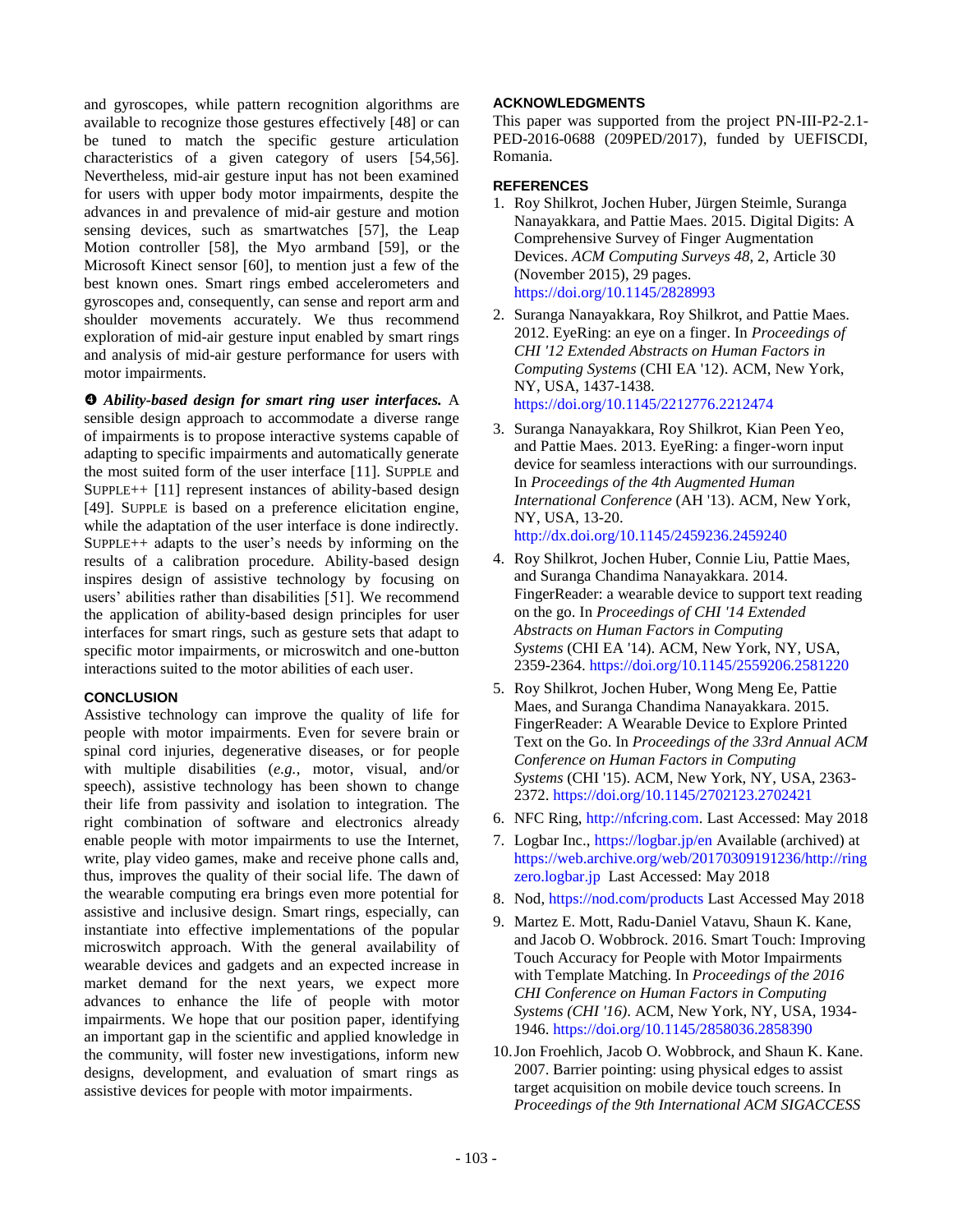and gyroscopes, while pattern recognition algorithms are available to recognize those gestures effectively [48] or can be tuned to match the specific gesture articulation characteristics of a given category of users [54,56]. Nevertheless, mid-air gesture input has not been examined for users with upper body motor impairments, despite the advances in and prevalence of mid-air gesture and motion sensing devices, such as smartwatches [57], the Leap Motion controller [58], the Myo armband [59], or the Microsoft Kinect sensor [60], to mention just a few of the best known ones. Smart rings embed accelerometers and gyroscopes and, consequently, can sense and report arm and shoulder movements accurately. We thus recommend exploration of mid-air gesture input enabled by smart rings and analysis of mid-air gesture performance for users with motor impairments.

❹ ***Ability-based design for smart ring user interfaces.*** A sensible design approach to accommodate a diverse range of impairments is to propose interactive systems capable of adapting to specific impairments and automatically generate the most suited form of the user interface [11]. SUPPLE and SUPPLE++ [11] represent instances of ability-based design [49]. SUPPLE is based on a preference elicitation engine, while the adaptation of the user interface is done indirectly. SUPPLE++ adapts to the user's needs by informing on the results of a calibration procedure. Ability-based design inspires design of assistive technology by focusing on users' abilities rather than disabilities [51]. We recommend the application of ability-based design principles for user interfaces for smart rings, such as gesture sets that adapt to specific motor impairments, or microswitch and one-button interactions suited to the motor abilities of each user.

## CONCLUSION

Assistive technology can improve the quality of life for people with motor impairments. Even for severe brain or spinal cord injuries, degenerative diseases, or for people with multiple disabilities (*e.g.*, motor, visual, and/or speech), assistive technology has been shown to change their life from passivity and isolation to integration. The right combination of software and electronics already enable people with motor impairments to use the Internet, write, play video games, make and receive phone calls and, thus, improves the quality of their social life. The dawn of the wearable computing era brings even more potential for assistive and inclusive design. Smart rings, especially, can instantiate into effective implementations of the popular microswitch approach. With the general availability of wearable devices and gadgets and an expected increase in market demand for the next years, we expect more advances to enhance the life of people with motor impairments. We hope that our position paper, identifying an important gap in the scientific and applied knowledge in the community, will foster new investigations, inform new designs, development, and evaluation of smart rings as assistive devices for people with motor impairments.

## ACKNOWLEDGMENTS

This paper was supported from the project PN-III-P2-2.1-PED-2016-0688 (209PED/2017), funded by UEFISCDI, Romania.

## REFERENCES

1. Roy Shilkrot, Jochen Huber, Jürgen Steimle, Suranga Nanayakkara, and Pattie Maes. 2015. Digital Digits: A Comprehensive Survey of Finger Augmentation Devices. *ACM Computing Surveys 48*, 2, Article 30 (November 2015), 29 pages. https://doi.org/10.1145/2828993
2. Suranga Nanayakkara, Roy Shilkrot, and Pattie Maes. 2012. EyeRing: an eye on a finger. In *Proceedings of CHI '12 Extended Abstracts on Human Factors in Computing Systems* (CHI EA '12). ACM, New York, NY, USA, 1437-1438. https://doi.org/10.1145/2212776.2212474
3. Suranga Nanayakkara, Roy Shilkrot, Kian Peen Yeo, and Pattie Maes. 2013. EyeRing: a finger-worn input device for seamless interactions with our surroundings. In *Proceedings of the 4th Augmented Human International Conference* (AH '13). ACM, New York, NY, USA, 13-20. http://dx.doi.org/10.1145/2459236.2459240
4. Roy Shilkrot, Jochen Huber, Connie Liu, Pattie Maes, and Suranga Chandima Nanayakkara. 2014. FingerReader: a wearable device to support text reading on the go. In *Proceedings of CHI '14 Extended Abstracts on Human Factors in Computing Systems* (CHI EA '14). ACM, New York, NY, USA, 2359-2364. https://doi.org/10.1145/2559206.2581220
5. Roy Shilkrot, Jochen Huber, Wong Meng Ee, Pattie Maes, and Suranga Chandima Nanayakkara. 2015. FingerReader: A Wearable Device to Explore Printed Text on the Go. In *Proceedings of the 33rd Annual ACM Conference on Human Factors in Computing Systems* (CHI '15). ACM, New York, NY, USA, 2363-2372. https://doi.org/10.1145/2702123.2702421
6. NFC Ring, http://nfcring.com. Last Accessed: May 2018
7. Logbar Inc., https://logbar.jp/en Available (archived) at https://web.archive.org/web/20170309191236/http://ringzero.logbar.jp Last Accessed: May 2018
8. Nod, https://nod.com/products Last Accessed May 2018
9. Martez E. Mott, Radu-Daniel Vatavu, Shaun K. Kane, and Jacob O. Wobbrock. 2016. Smart Touch: Improving Touch Accuracy for People with Motor Impairments with Template Matching. In *Proceedings of the 2016 CHI Conference on Human Factors in Computing Systems (CHI '16)*. ACM, New York, NY, USA, 1934-1946. https://doi.org/10.1145/2858036.2858390
10. Jon Froehlich, Jacob O. Wobbrock, and Shaun K. Kane. 2007. Barrier pointing: using physical edges to assist target acquisition on mobile device touch screens. In *Proceedings of the 9th International ACM SIGACCESS*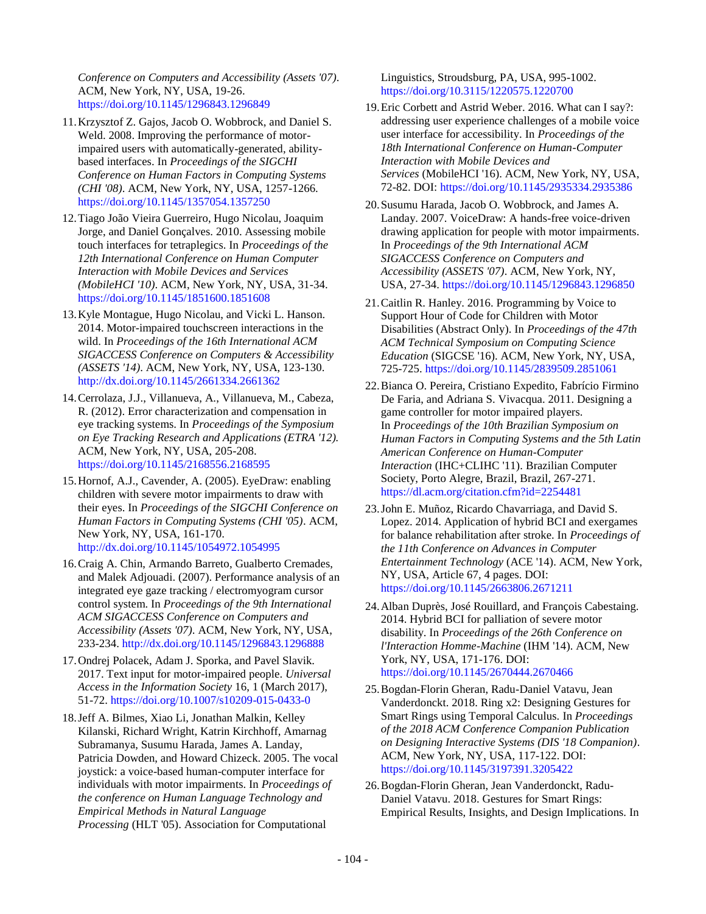*Conference on Computers and Accessibility (Assets '07)*. ACM, New York, NY, USA, 19-26. https://doi.org/10.1145/1296843.1296849

11. Krzysztof Z. Gajos, Jacob O. Wobbrock, and Daniel S. Weld. 2008. Improving the performance of motor-impaired users with automatically-generated, ability-based interfaces. In *Proceedings of the SIGCHI Conference on Human Factors in Computing Systems (CHI '08)*. ACM, New York, NY, USA, 1257-1266. https://doi.org/10.1145/1357054.1357250

12. Tiago João Vieira Guerreiro, Hugo Nicolau, Joaquim Jorge, and Daniel Gonçalves. 2010. Assessing mobile touch interfaces for tetraplegics. In *Proceedings of the 12th International Conference on Human Computer Interaction with Mobile Devices and Services (MobileHCI '10)*. ACM, New York, NY, USA, 31-34. https://doi.org/10.1145/1851600.1851608

13. Kyle Montague, Hugo Nicolau, and Vicki L. Hanson. 2014. Motor-impaired touchscreen interactions in the wild. In *Proceedings of the 16th International ACM SIGACCESS Conference on Computers & Accessibility (ASSETS '14)*. ACM, New York, NY, USA, 123-130. http://dx.doi.org/10.1145/2661334.2661362

14. Cerrolaza, J.J., Villanueva, A., Villanueva, M., Cabeza, R. (2012). Error characterization and compensation in eye tracking systems. In *Proceedings of the Symposium on Eye Tracking Research and Applications (ETRA '12).* ACM, New York, NY, USA, 205-208. https://doi.org/10.1145/2168556.2168595

15. Hornof, A.J., Cavender, A. (2005). EyeDraw: enabling children with severe motor impairments to draw with their eyes. In *Proceedings of the SIGCHI Conference on Human Factors in Computing Systems (CHI '05)*. ACM, New York, NY, USA, 161-170. http://dx.doi.org/10.1145/1054972.1054995

16. Craig A. Chin, Armando Barreto, Gualberto Cremades, and Malek Adjouadi. (2007). Performance analysis of an integrated eye gaze tracking / electromyogram cursor control system. In *Proceedings of the 9th International ACM SIGACCESS Conference on Computers and Accessibility (Assets '07)*. ACM, New York, NY, USA, 233-234. http://dx.doi.org/10.1145/1296843.1296888

17. Ondrej Polacek, Adam J. Sporka, and Pavel Slavik. 2017. Text input for motor-impaired people. *Universal Access in the Information Society* 16, 1 (March 2017), 51-72. https://doi.org/10.1007/s10209-015-0433-0

18. Jeff A. Bilmes, Xiao Li, Jonathan Malkin, Kelley Kilanski, Richard Wright, Katrin Kirchhoff, Amarnag Subramanya, Susumu Harada, James A. Landay, Patricia Dowden, and Howard Chizeck. 2005. The vocal joystick: a voice-based human-computer interface for individuals with motor impairments. In *Proceedings of the conference on Human Language Technology and Empirical Methods in Natural Language Processing* (HLT '05). Association for Computational Linguistics, Stroudsburg, PA, USA, 995-1002. https://doi.org/10.3115/1220575.1220700

19. Eric Corbett and Astrid Weber. 2016. What can I say?: addressing user experience challenges of a mobile voice user interface for accessibility. In *Proceedings of the 18th International Conference on Human-Computer Interaction with Mobile Devices and Services* (MobileHCI '16). ACM, New York, NY, USA, 72-82. DOI: https://doi.org/10.1145/2935334.2935386

20. Susumu Harada, Jacob O. Wobbrock, and James A. Landay. 2007. VoiceDraw: A hands-free voice-driven drawing application for people with motor impairments. In *Proceedings of the 9th International ACM SIGACCESS Conference on Computers and Accessibility (ASSETS '07)*. ACM, New York, NY, USA, 27-34. https://doi.org/10.1145/1296843.1296850

21. Caitlin R. Hanley. 2016. Programming by Voice to Support Hour of Code for Children with Motor Disabilities (Abstract Only). In *Proceedings of the 47th ACM Technical Symposium on Computing Science Education* (SIGCSE '16). ACM, New York, NY, USA, 725-725. https://doi.org/10.1145/2839509.2851061

22. Bianca O. Pereira, Cristiano Expedito, Fabrício Firmino De Faria, and Adriana S. Vivacqua. 2011. Designing a game controller for motor impaired players. In *Proceedings of the 10th Brazilian Symposium on Human Factors in Computing Systems and the 5th Latin American Conference on Human-Computer Interaction* (IHC+CLIHC '11). Brazilian Computer Society, Porto Alegre, Brazil, Brazil, 267-271. https://dl.acm.org/citation.cfm?id=2254481

23. John E. Muñoz, Ricardo Chavarriaga, and David S. Lopez. 2014. Application of hybrid BCI and exergames for balance rehabilitation after stroke. In *Proceedings of the 11th Conference on Advances in Computer Entertainment Technology* (ACE '14). ACM, New York, NY, USA, Article 67, 4 pages. DOI: https://doi.org/10.1145/2663806.2671211

24. Alban Duprès, José Rouillard, and François Cabestaing. 2014. Hybrid BCI for palliation of severe motor disability. In *Proceedings of the 26th Conference on l'Interaction Homme-Machine* (IHM '14). ACM, New York, NY, USA, 171-176. DOI: https://doi.org/10.1145/2670444.2670466

25. Bogdan-Florin Gheran, Radu-Daniel Vatavu, Jean Vanderdonckt. 2018. Ring x2: Designing Gestures for Smart Rings using Temporal Calculus. In *Proceedings of the 2018 ACM Conference Companion Publication on Designing Interactive Systems (DIS '18 Companion)*. ACM, New York, NY, USA, 117-122. DOI: https://doi.org/10.1145/3197391.3205422

26. Bogdan-Florin Gheran, Jean Vanderdonckt, Radu-Daniel Vatavu. 2018. Gestures for Smart Rings: Empirical Results, Insights, and Design Implications. In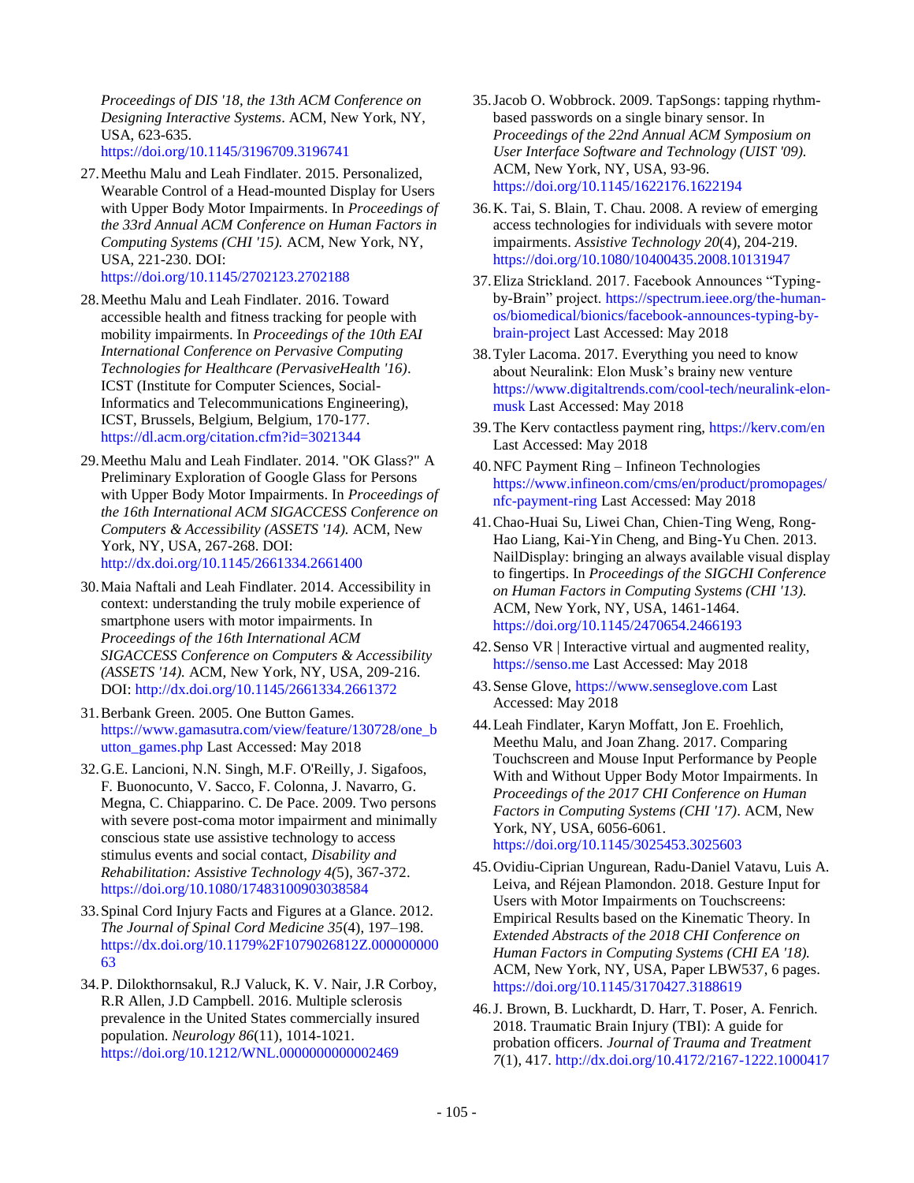*Proceedings of DIS '18, the 13th ACM Conference on Designing Interactive Systems*. ACM, New York, NY, USA, 623-635. https://doi.org/10.1145/3196709.3196741

27. Meethu Malu and Leah Findlater. 2015. Personalized, Wearable Control of a Head-mounted Display for Users with Upper Body Motor Impairments. In *Proceedings of the 33rd Annual ACM Conference on Human Factors in Computing Systems (CHI '15).* ACM, New York, NY, USA, 221-230. DOI: https://doi.org/10.1145/2702123.2702188

28. Meethu Malu and Leah Findlater. 2016. Toward accessible health and fitness tracking for people with mobility impairments. In *Proceedings of the 10th EAI International Conference on Pervasive Computing Technologies for Healthcare (PervasiveHealth '16)*. ICST (Institute for Computer Sciences, Social-Informatics and Telecommunications Engineering), ICST, Brussels, Belgium, Belgium, 170-177. https://dl.acm.org/citation.cfm?id=3021344

29. Meethu Malu and Leah Findlater. 2014. "OK Glass?" A Preliminary Exploration of Google Glass for Persons with Upper Body Motor Impairments. In *Proceedings of the 16th International ACM SIGACCESS Conference on Computers & Accessibility (ASSETS '14).* ACM, New York, NY, USA, 267-268. DOI: http://dx.doi.org/10.1145/2661334.2661400

30. Maia Naftali and Leah Findlater. 2014. Accessibility in context: understanding the truly mobile experience of smartphone users with motor impairments. In *Proceedings of the 16th International ACM SIGACCESS Conference on Computers & Accessibility (ASSETS '14).* ACM, New York, NY, USA, 209-216. DOI: http://dx.doi.org/10.1145/2661334.2661372

31. Berbank Green. 2005. One Button Games. https://www.gamasutra.com/view/feature/130728/one_button_games.php Last Accessed: May 2018

32. G.E. Lancioni, N.N. Singh, M.F. O'Reilly, J. Sigafoos, F. Buonocunto, V. Sacco, F. Colonna, J. Navarro, G. Megna, C. Chiapparino. C. De Pace. 2009. Two persons with severe post-coma motor impairment and minimally conscious state use assistive technology to access stimulus events and social contact, *Disability and Rehabilitation: Assistive Technology 4(*5), 367-372. https://doi.org/10.1080/17483100903038584

33. Spinal Cord Injury Facts and Figures at a Glance. 2012. *The Journal of Spinal Cord Medicine 35*(4), 197–198. https://dx.doi.org/10.1179%2F1079026812Z.00000000063

34. P. Dilokthornsakul, R.J Valuck, K. V. Nair, J.R Corboy, R.R Allen, J.D Campbell. 2016. Multiple sclerosis prevalence in the United States commercially insured population. *Neurology 86*(11), 1014-1021. https://doi.org/10.1212/WNL.0000000000002469

35. Jacob O. Wobbrock. 2009. TapSongs: tapping rhythm-based passwords on a single binary sensor. In *Proceedings of the 22nd Annual ACM Symposium on User Interface Software and Technology (UIST '09).* ACM, New York, NY, USA, 93-96. https://doi.org/10.1145/1622176.1622194

36. K. Tai, S. Blain, T. Chau. 2008. A review of emerging access technologies for individuals with severe motor impairments. *Assistive Technology 20*(4), 204-219. https://doi.org/10.1080/10400435.2008.10131947

37. Eliza Strickland. 2017. Facebook Announces "Typing-by-Brain" project. https://spectrum.ieee.org/the-human-os/biomedical/bionics/facebook-announces-typing-by-brain-project Last Accessed: May 2018

38. Tyler Lacoma. 2017. Everything you need to know about Neuralink: Elon Musk's brainy new venture https://www.digitaltrends.com/cool-tech/neuralink-elon-musk Last Accessed: May 2018

39. The Kerv contactless payment ring, https://kerv.com/en Last Accessed: May 2018

40. NFC Payment Ring – Infineon Technologies https://www.infineon.com/cms/en/product/promopages/nfc-payment-ring Last Accessed: May 2018

41. Chao-Huai Su, Liwei Chan, Chien-Ting Weng, Rong-Hao Liang, Kai-Yin Cheng, and Bing-Yu Chen. 2013. NailDisplay: bringing an always available visual display to fingertips. In *Proceedings of the SIGCHI Conference on Human Factors in Computing Systems (CHI '13).* ACM, New York, NY, USA, 1461-1464. https://doi.org/10.1145/2470654.2466193

42. Senso VR | Interactive virtual and augmented reality, https://senso.me Last Accessed: May 2018

43. Sense Glove, https://www.senseglove.com Last Accessed: May 2018

44. Leah Findlater, Karyn Moffatt, Jon E. Froehlich, Meethu Malu, and Joan Zhang. 2017. Comparing Touchscreen and Mouse Input Performance by People With and Without Upper Body Motor Impairments. In *Proceedings of the 2017 CHI Conference on Human Factors in Computing Systems (CHI '17)*. ACM, New York, NY, USA, 6056-6061. https://doi.org/10.1145/3025453.3025603

45. Ovidiu-Ciprian Ungurean, Radu-Daniel Vatavu, Luis A. Leiva, and Réjean Plamondon. 2018. Gesture Input for Users with Motor Impairments on Touchscreens: Empirical Results based on the Kinematic Theory. In *Extended Abstracts of the 2018 CHI Conference on Human Factors in Computing Systems (CHI EA '18).* ACM, New York, NY, USA, Paper LBW537, 6 pages. https://doi.org/10.1145/3170427.3188619

46. J. Brown, B. Luckhardt, D. Harr, T. Poser, A. Fenrich. 2018. Traumatic Brain Injury (TBI): A guide for probation officers. *Journal of Trauma and Treatment 7*(1), 417. http://dx.doi.org/10.4172/2167-1222.1000417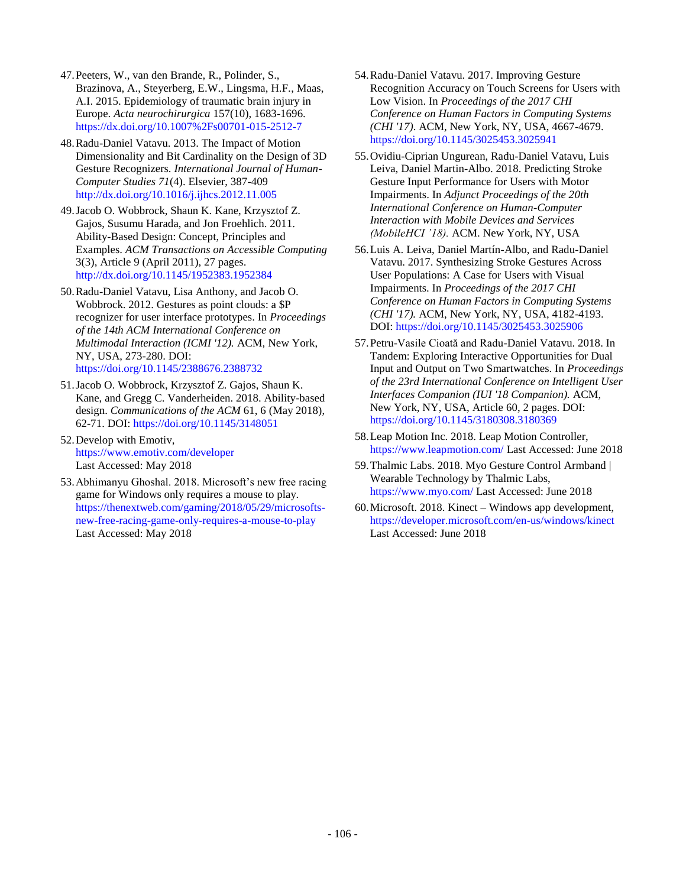47. Peeters, W., van den Brande, R., Polinder, S., Brazinova, A., Steyerberg, E.W., Lingsma, H.F., Maas, A.I. 2015. Epidemiology of traumatic brain injury in Europe. *Acta neurochirurgica* 157(10), 1683-1696. https://dx.doi.org/10.1007%2Fs00701-015-2512-7

48. Radu-Daniel Vatavu. 2013. The Impact of Motion Dimensionality and Bit Cardinality on the Design of 3D Gesture Recognizers. *International Journal of Human-Computer Studies 71*(4). Elsevier, 387-409 http://dx.doi.org/10.1016/j.ijhcs.2012.11.005

49. Jacob O. Wobbrock, Shaun K. Kane, Krzysztof Z. Gajos, Susumu Harada, and Jon Froehlich. 2011. Ability-Based Design: Concept, Principles and Examples. *ACM Transactions on Accessible Computing* 3(3), Article 9 (April 2011), 27 pages. http://dx.doi.org/10.1145/1952383.1952384

50. Radu-Daniel Vatavu, Lisa Anthony, and Jacob O. Wobbrock. 2012. Gestures as point clouds: a $P recognizer for user interface prototypes. In *Proceedings of the 14th ACM International Conference on Multimodal Interaction (ICMI '12).* ACM, New York, NY, USA, 273-280. DOI: https://doi.org/10.1145/2388676.2388732

51. Jacob O. Wobbrock, Krzysztof Z. Gajos, Shaun K. Kane, and Gregg C. Vanderheiden. 2018. Ability-based design. *Communications of the ACM* 61, 6 (May 2018), 62-71. DOI: https://doi.org/10.1145/3148051

52. Develop with Emotiv, https://www.emotiv.com/developer Last Accessed: May 2018

53. Abhimanyu Ghoshal. 2018. Microsoft's new free racing game for Windows only requires a mouse to play. https://thenextweb.com/gaming/2018/05/29/microsofts-new-free-racing-game-only-requires-a-mouse-to-play Last Accessed: May 2018

54. Radu-Daniel Vatavu. 2017. Improving Gesture Recognition Accuracy on Touch Screens for Users with Low Vision. In *Proceedings of the 2017 CHI Conference on Human Factors in Computing Systems (CHI '17)*. ACM, New York, NY, USA, 4667-4679. https://doi.org/10.1145/3025453.3025941

55. Ovidiu-Ciprian Ungurean, Radu-Daniel Vatavu, Luis Leiva, Daniel Martin-Albo. 2018. Predicting Stroke Gesture Input Performance for Users with Motor Impairments. In *Adjunct Proceedings of the 20th International Conference on Human-Computer Interaction with Mobile Devices and Services (MobileHCI '18).* ACM. New York, NY, USA

56. Luis A. Leiva, Daniel Martín-Albo, and Radu-Daniel Vatavu. 2017. Synthesizing Stroke Gestures Across User Populations: A Case for Users with Visual Impairments. In *Proceedings of the 2017 CHI Conference on Human Factors in Computing Systems (CHI '17).* ACM, New York, NY, USA, 4182-4193. DOI: https://doi.org/10.1145/3025453.3025906

57. Petru-Vasile Cioată and Radu-Daniel Vatavu. 2018. In Tandem: Exploring Interactive Opportunities for Dual Input and Output on Two Smartwatches. In *Proceedings of the 23rd International Conference on Intelligent User Interfaces Companion (IUI '18 Companion).* ACM, New York, NY, USA, Article 60, 2 pages. DOI: https://doi.org/10.1145/3180308.3180369

58. Leap Motion Inc. 2018. Leap Motion Controller, https://www.leapmotion.com/ Last Accessed: June 2018

59. Thalmic Labs. 2018. Myo Gesture Control Armband | Wearable Technology by Thalmic Labs, https://www.myo.com/ Last Accessed: June 2018

60. Microsoft. 2018. Kinect – Windows app development, https://developer.microsoft.com/en-us/windows/kinect Last Accessed: June 2018